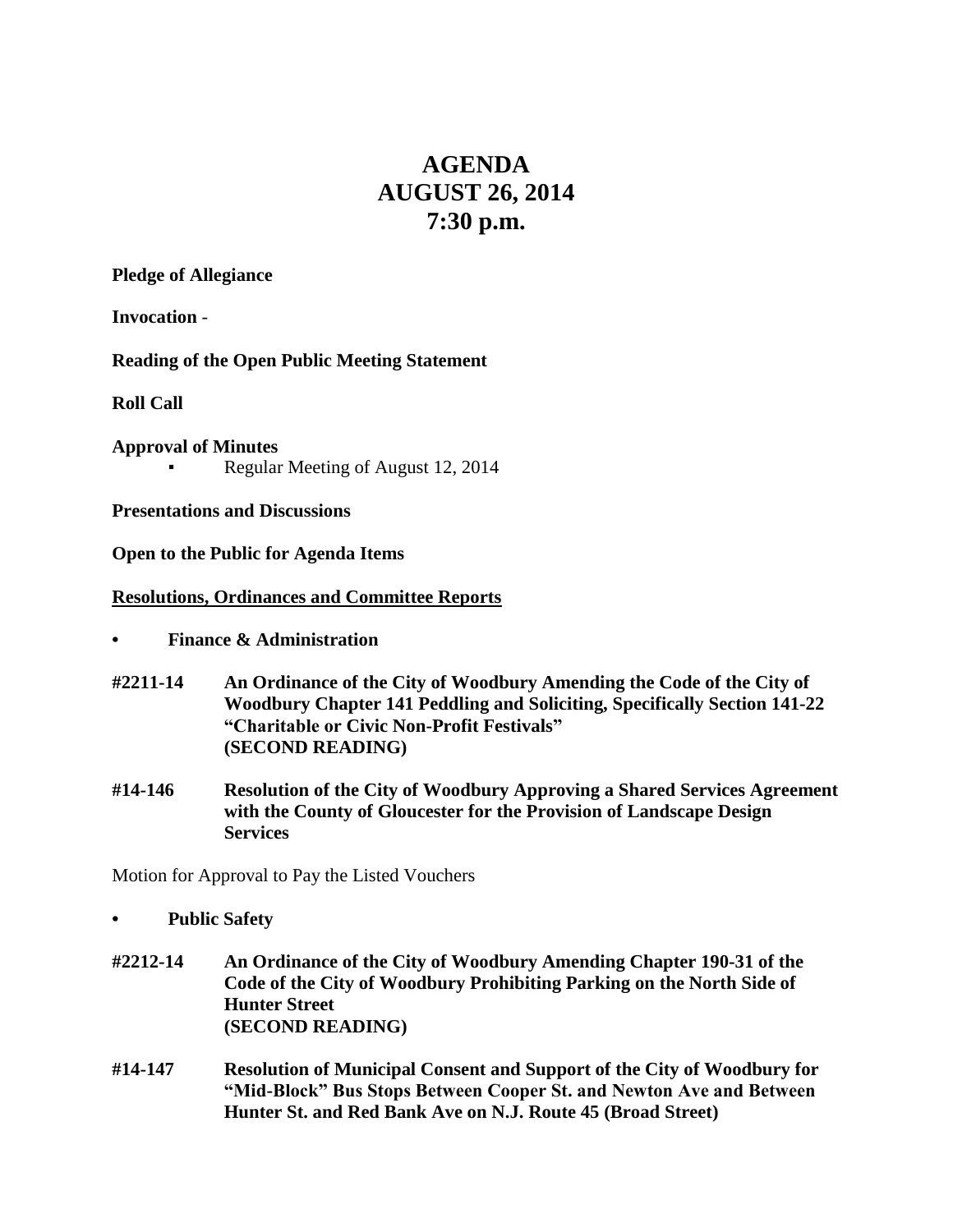# AGENDA
# AUGUST 26, 2014
# 7:30 p.m.

**Pledge of Allegiance**

**Invocation** -

**Reading of the Open Public Meeting Statement**

**Roll Call**

**Approval of Minutes**

- Regular Meeting of August 12, 2014

**Presentations and Discussions**

**Open to the Public for Agenda Items**

**Resolutions, Ordinances and Committee Reports**

- **Finance & Administration**

**#2211-14** **An Ordinance of the City of Woodbury Amending the Code of the City of Woodbury Chapter 141 Peddling and Soliciting, Specifically Section 141-22 "Charitable or Civic Non-Profit Festivals" (SECOND READING)**

**#14-146** **Resolution of the City of Woodbury Approving a Shared Services Agreement with the County of Gloucester for the Provision of Landscape Design Services**

Motion for Approval to Pay the Listed Vouchers

- **Public Safety**

**#2212-14** **An Ordinance of the City of Woodbury Amending Chapter 190-31 of the Code of the City of Woodbury Prohibiting Parking on the North Side of Hunter Street (SECOND READING)**

**#14-147** **Resolution of Municipal Consent and Support of the City of Woodbury for "Mid-Block" Bus Stops Between Cooper St. and Newton Ave and Between Hunter St. and Red Bank Ave on N.J. Route 45 (Broad Street)**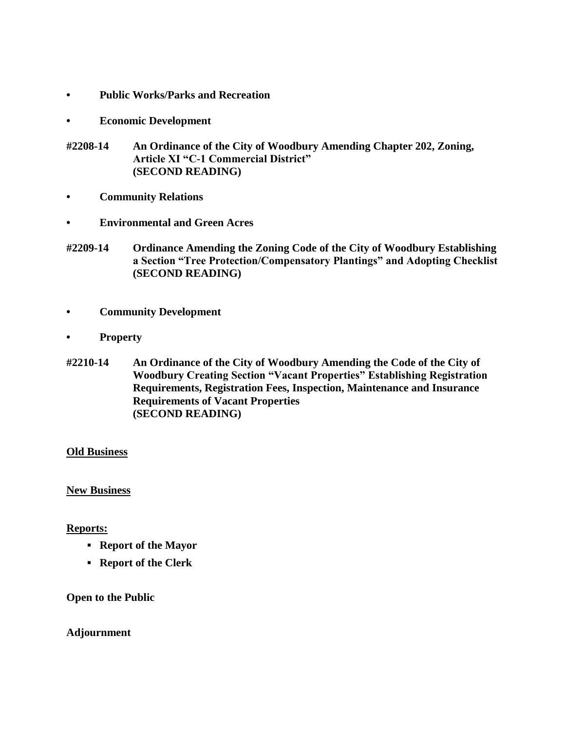- **Public Works/Parks and Recreation**
- **Economic Development**

**#2208-14 An Ordinance of the City of Woodbury Amending Chapter 202, Zoning, Article XI "C-1 Commercial District" (SECOND READING)**

- **Community Relations**
- **Environmental and Green Acres**

**#2209-14 Ordinance Amending the Zoning Code of the City of Woodbury Establishing a Section "Tree Protection/Compensatory Plantings" and Adopting Checklist (SECOND READING)**

- **Community Development**
- **Property**

**#2210-14 An Ordinance of the City of Woodbury Amending the Code of the City of Woodbury Creating Section "Vacant Properties" Establishing Registration Requirements, Registration Fees, Inspection, Maintenance and Insurance Requirements of Vacant Properties (SECOND READING)**

**Old Business**

**New Business**

**Reports:**

- **Report of the Mayor**
- **Report of the Clerk**

**Open to the Public**

**Adjournment**